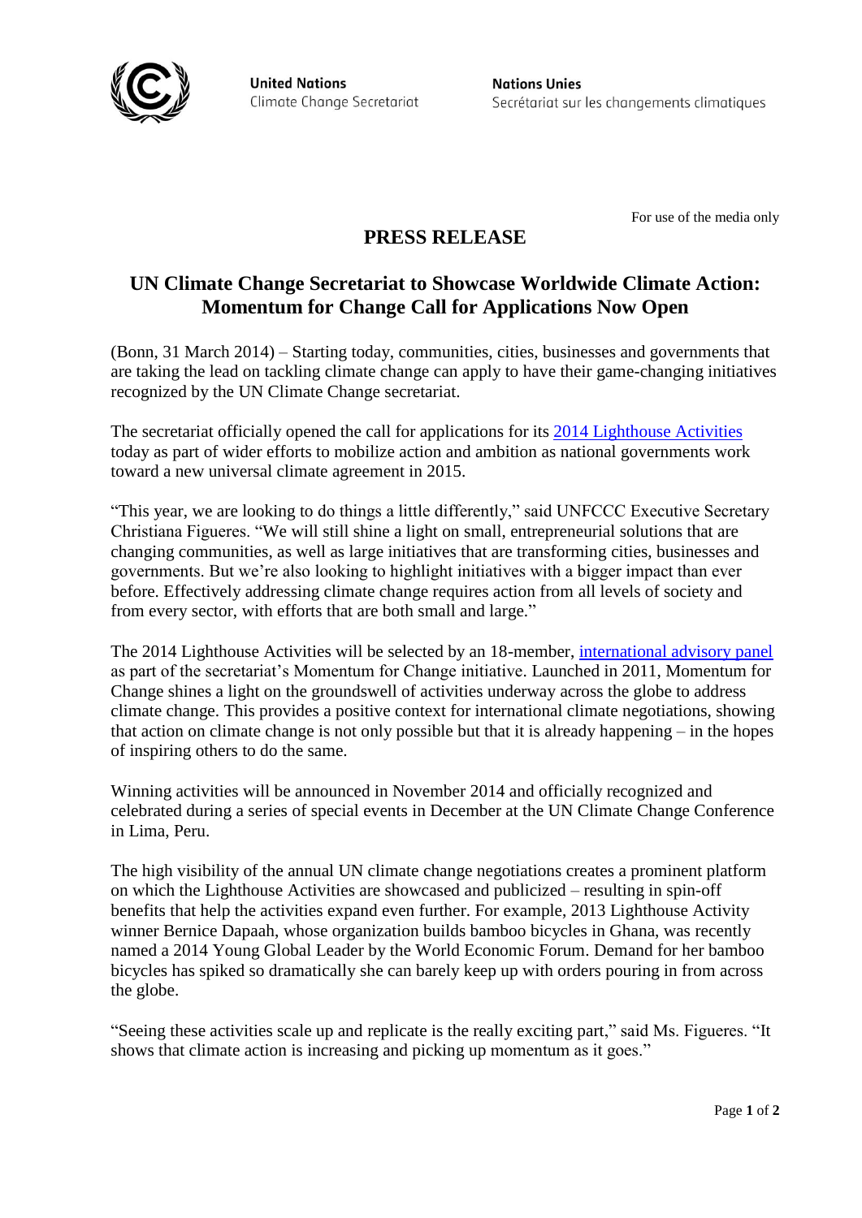United Nations
Climate Change Secretariat

Nations Unies
Secrétariat sur les changements climatiques

For use of the media only

# PRESS RELEASE

## UN Climate Change Secretariat to Showcase Worldwide Climate Action: Momentum for Change Call for Applications Now Open

(Bonn, 31 March 2014) – Starting today, communities, cities, businesses and governments that are taking the lead on tackling climate change can apply to have their game-changing initiatives recognized by the UN Climate Change secretariat.

The secretariat officially opened the call for applications for its 2014 Lighthouse Activities today as part of wider efforts to mobilize action and ambition as national governments work toward a new universal climate agreement in 2015.

"This year, we are looking to do things a little differently," said UNFCCC Executive Secretary Christiana Figueres. "We will still shine a light on small, entrepreneurial solutions that are changing communities, as well as large initiatives that are transforming cities, businesses and governments. But we're also looking to highlight initiatives with a bigger impact than ever before. Effectively addressing climate change requires action from all levels of society and from every sector, with efforts that are both small and large."

The 2014 Lighthouse Activities will be selected by an 18-member, international advisory panel as part of the secretariat's Momentum for Change initiative. Launched in 2011, Momentum for Change shines a light on the groundswell of activities underway across the globe to address climate change. This provides a positive context for international climate negotiations, showing that action on climate change is not only possible but that it is already happening – in the hopes of inspiring others to do the same.

Winning activities will be announced in November 2014 and officially recognized and celebrated during a series of special events in December at the UN Climate Change Conference in Lima, Peru.

The high visibility of the annual UN climate change negotiations creates a prominent platform on which the Lighthouse Activities are showcased and publicized – resulting in spin-off benefits that help the activities expand even further. For example, 2013 Lighthouse Activity winner Bernice Dapaah, whose organization builds bamboo bicycles in Ghana, was recently named a 2014 Young Global Leader by the World Economic Forum. Demand for her bamboo bicycles has spiked so dramatically she can barely keep up with orders pouring in from across the globe.

"Seeing these activities scale up and replicate is the really exciting part," said Ms. Figueres. "It shows that climate action is increasing and picking up momentum as it goes."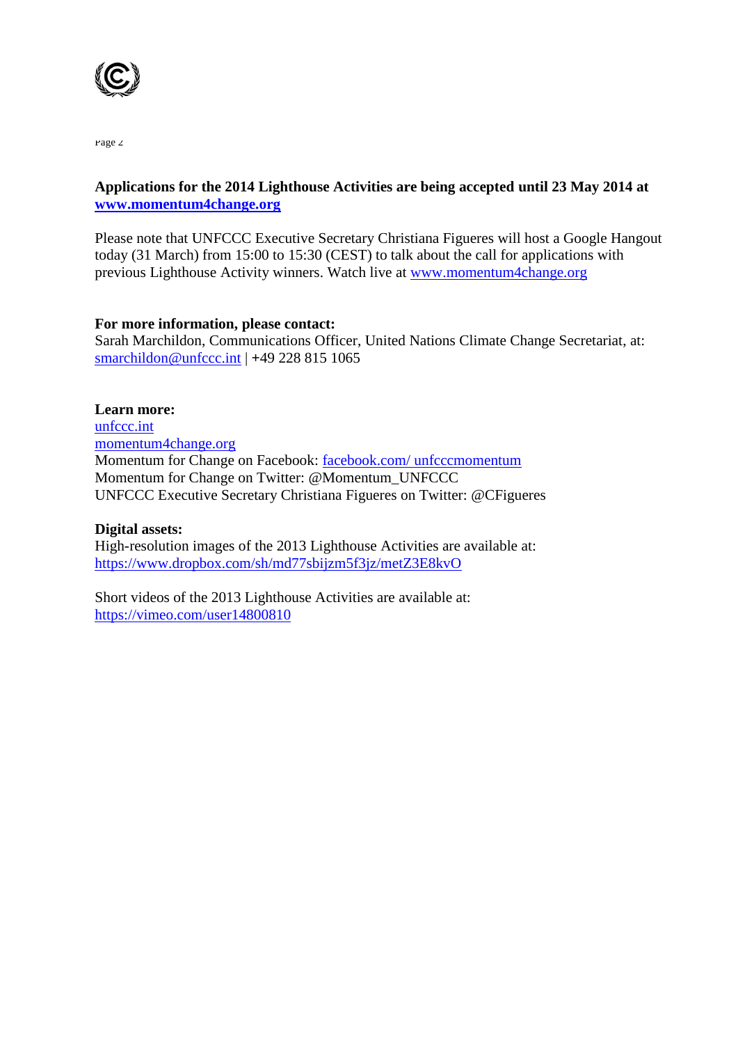**Applications for the 2014 Lighthouse Activities are being accepted until 23 May 2014 at [www.momentum4change.org](http://www.momentum4change.org)**

Please note that UNFCCC Executive Secretary Christiana Figueres will host a Google Hangout today (31 March) from 15:00 to 15:30 (CEST) to talk about the call for applications with previous Lighthouse Activity winners. Watch live at [www.momentum4change.org](http://www.momentum4change.org)

**For more information, please contact:**
Sarah Marchildon, Communications Officer, United Nations Climate Change Secretariat, at: [smarchildon@unfccc.int](mailto:smarchildon@unfccc.int) | +49 228 815 1065

**Learn more:**
[unfccc.int](http://unfccc.int)
[momentum4change.org](http://momentum4change.org)
Momentum for Change on Facebook: [facebook.com/ unfcccmomentum](http://facebook.com/unfcccmomentum)
Momentum for Change on Twitter: @Momentum_UNFCCC
UNFCCC Executive Secretary Christiana Figueres on Twitter: @CFigueres

**Digital assets:**
High-resolution images of the 2013 Lighthouse Activities are available at:
[https://www.dropbox.com/sh/md77sbijzm5f3jz/metZ3E8kvO](https://www.dropbox.com/sh/md77sbijzm5f3jz/metZ3E8kvO)

Short videos of the 2013 Lighthouse Activities are available at:
[https://vimeo.com/user14800810](https://vimeo.com/user14800810)